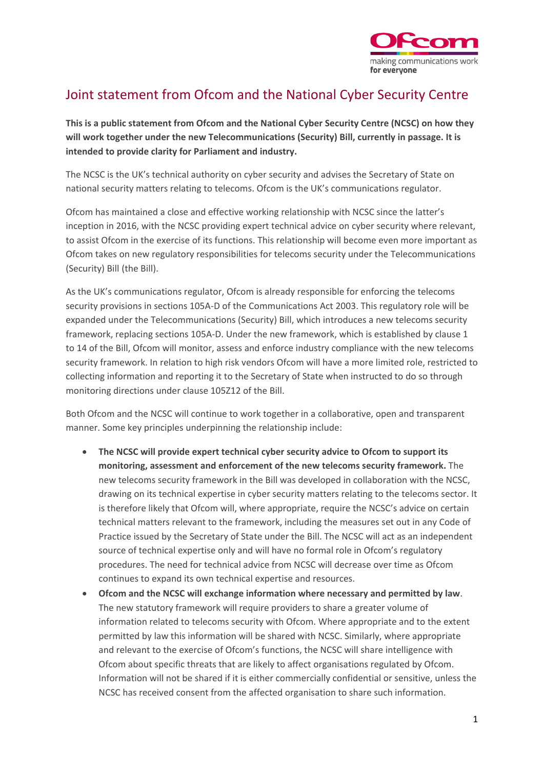# Joint statement from Ofcom and the National Cyber Security Centre

**This is a public statement from Ofcom and the National Cyber Security Centre (NCSC) on how they will work together under the new Telecommunications (Security) Bill, currently in passage. It is intended to provide clarity for Parliament and industry.**

The NCSC is the UK's technical authority on cyber security and advises the Secretary of State on national security matters relating to telecoms. Ofcom is the UK's communications regulator.

Ofcom has maintained a close and effective working relationship with NCSC since the latter's inception in 2016, with the NCSC providing expert technical advice on cyber security where relevant, to assist Ofcom in the exercise of its functions. This relationship will become even more important as Ofcom takes on new regulatory responsibilities for telecoms security under the Telecommunications (Security) Bill (the Bill).

As the UK's communications regulator, Ofcom is already responsible for enforcing the telecoms security provisions in sections 105A-D of the Communications Act 2003. This regulatory role will be expanded under the Telecommunications (Security) Bill, which introduces a new telecoms security framework, replacing sections 105A-D. Under the new framework, which is established by clause 1 to 14 of the Bill, Ofcom will monitor, assess and enforce industry compliance with the new telecoms security framework. In relation to high risk vendors Ofcom will have a more limited role, restricted to collecting information and reporting it to the Secretary of State when instructed to do so through monitoring directions under clause 105Z12 of the Bill.

Both Ofcom and the NCSC will continue to work together in a collaborative, open and transparent manner. Some key principles underpinning the relationship include:

- **The NCSC will provide expert technical cyber security advice to Ofcom to support its monitoring, assessment and enforcement of the new telecoms security framework.** The new telecoms security framework in the Bill was developed in collaboration with the NCSC, drawing on its technical expertise in cyber security matters relating to the telecoms sector. It is therefore likely that Ofcom will, where appropriate, require the NCSC's advice on certain technical matters relevant to the framework, including the measures set out in any Code of Practice issued by the Secretary of State under the Bill. The NCSC will act as an independent source of technical expertise only and will have no formal role in Ofcom's regulatory procedures. The need for technical advice from NCSC will decrease over time as Ofcom continues to expand its own technical expertise and resources.
- **Ofcom and the NCSC will exchange information where necessary and permitted by law**. The new statutory framework will require providers to share a greater volume of information related to telecoms security with Ofcom. Where appropriate and to the extent permitted by law this information will be shared with NCSC. Similarly, where appropriate and relevant to the exercise of Ofcom's functions, the NCSC will share intelligence with Ofcom about specific threats that are likely to affect organisations regulated by Ofcom. Information will not be shared if it is either commercially confidential or sensitive, unless the NCSC has received consent from the affected organisation to share such information.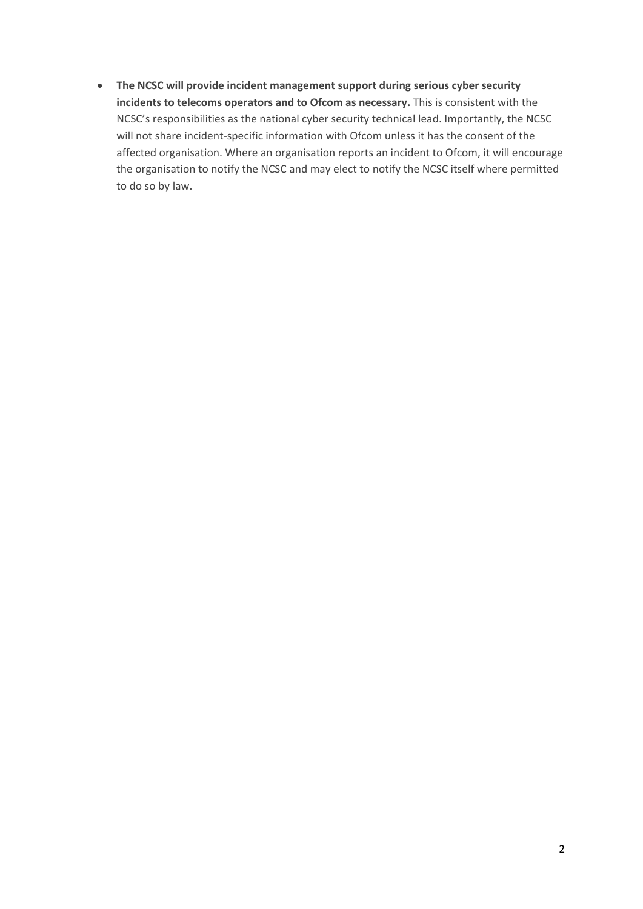- **The NCSC will provide incident management support during serious cyber security incidents to telecoms operators and to Ofcom as necessary.** This is consistent with the NCSC's responsibilities as the national cyber security technical lead. Importantly, the NCSC will not share incident-specific information with Ofcom unless it has the consent of the affected organisation. Where an organisation reports an incident to Ofcom, it will encourage the organisation to notify the NCSC and may elect to notify the NCSC itself where permitted to do so by law.